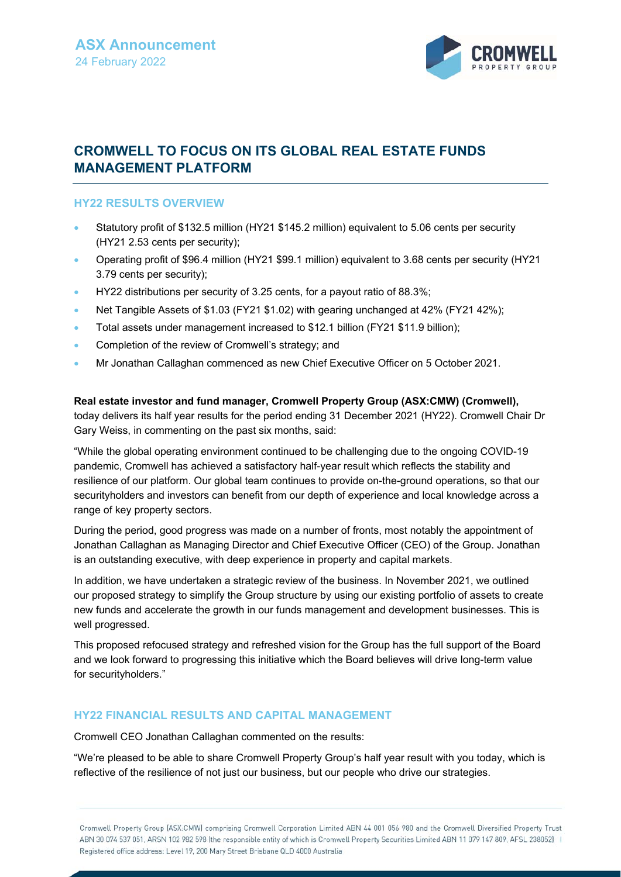ASX Announcement
24 February 2022

# CROMWELL TO FOCUS ON ITS GLOBAL REAL ESTATE FUNDS MANAGEMENT PLATFORM

## HY22 RESULTS OVERVIEW

- Statutory profit of $132.5 million (HY21 $145.2 million) equivalent to 5.06 cents per security (HY21 2.53 cents per security);
- Operating profit of $96.4 million (HY21 $99.1 million) equivalent to 3.68 cents per security (HY21 3.79 cents per security);
- HY22 distributions per security of 3.25 cents, for a payout ratio of 88.3%;
- Net Tangible Assets of $1.03 (FY21 $1.02) with gearing unchanged at 42% (FY21 42%);
- Total assets under management increased to $12.1 billion (FY21 $11.9 billion);
- Completion of the review of Cromwell's strategy; and
- Mr Jonathan Callaghan commenced as new Chief Executive Officer on 5 October 2021.

**Real estate investor and fund manager, Cromwell Property Group (ASX:CMW) (Cromwell),** today delivers its half year results for the period ending 31 December 2021 (HY22). Cromwell Chair Dr Gary Weiss, in commenting on the past six months, said:

"While the global operating environment continued to be challenging due to the ongoing COVID-19 pandemic, Cromwell has achieved a satisfactory half-year result which reflects the stability and resilience of our platform. Our global team continues to provide on-the-ground operations, so that our securityholders and investors can benefit from our depth of experience and local knowledge across a range of key property sectors.

During the period, good progress was made on a number of fronts, most notably the appointment of Jonathan Callaghan as Managing Director and Chief Executive Officer (CEO) of the Group. Jonathan is an outstanding executive, with deep experience in property and capital markets.

In addition, we have undertaken a strategic review of the business. In November 2021, we outlined our proposed strategy to simplify the Group structure by using our existing portfolio of assets to create new funds and accelerate the growth in our funds management and development businesses. This is well progressed.

This proposed refocused strategy and refreshed vision for the Group has the full support of the Board and we look forward to progressing this initiative which the Board believes will drive long-term value for securityholders."

## HY22 FINANCIAL RESULTS AND CAPITAL MANAGEMENT

Cromwell CEO Jonathan Callaghan commented on the results:

"We're pleased to be able to share Cromwell Property Group's half year result with you today, which is reflective of the resilience of not just our business, but our people who drive our strategies.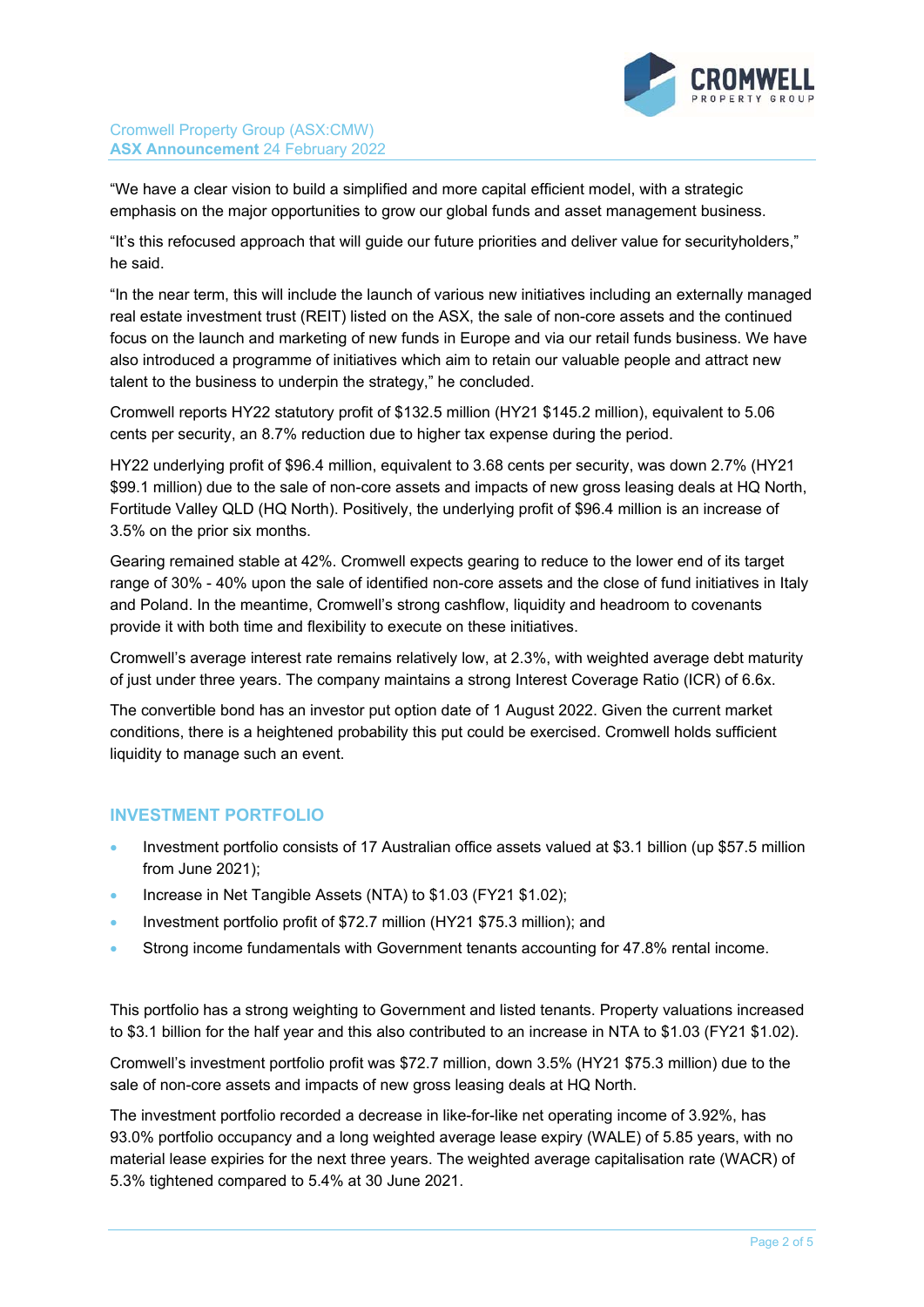"We have a clear vision to build a simplified and more capital efficient model, with a strategic emphasis on the major opportunities to grow our global funds and asset management business.

"It's this refocused approach that will guide our future priorities and deliver value for securityholders," he said.

"In the near term, this will include the launch of various new initiatives including an externally managed real estate investment trust (REIT) listed on the ASX, the sale of non-core assets and the continued focus on the launch and marketing of new funds in Europe and via our retail funds business. We have also introduced a programme of initiatives which aim to retain our valuable people and attract new talent to the business to underpin the strategy," he concluded.

Cromwell reports HY22 statutory profit of $132.5 million (HY21 $145.2 million), equivalent to 5.06 cents per security, an 8.7% reduction due to higher tax expense during the period.

HY22 underlying profit of $96.4 million, equivalent to 3.68 cents per security, was down 2.7% (HY21 $99.1 million) due to the sale of non-core assets and impacts of new gross leasing deals at HQ North, Fortitude Valley QLD (HQ North). Positively, the underlying profit of $96.4 million is an increase of 3.5% on the prior six months.

Gearing remained stable at 42%. Cromwell expects gearing to reduce to the lower end of its target range of 30% - 40% upon the sale of identified non-core assets and the close of fund initiatives in Italy and Poland. In the meantime, Cromwell's strong cashflow, liquidity and headroom to covenants provide it with both time and flexibility to execute on these initiatives.

Cromwell's average interest rate remains relatively low, at 2.3%, with weighted average debt maturity of just under three years. The company maintains a strong Interest Coverage Ratio (ICR) of 6.6x.

The convertible bond has an investor put option date of 1 August 2022. Given the current market conditions, there is a heightened probability this put could be exercised. Cromwell holds sufficient liquidity to manage such an event.

## INVESTMENT PORTFOLIO

- Investment portfolio consists of 17 Australian office assets valued at $3.1 billion (up $57.5 million from June 2021);
- Increase in Net Tangible Assets (NTA) to $1.03 (FY21 $1.02);
- Investment portfolio profit of $72.7 million (HY21 $75.3 million); and
- Strong income fundamentals with Government tenants accounting for 47.8% rental income.

This portfolio has a strong weighting to Government and listed tenants. Property valuations increased to $3.1 billion for the half year and this also contributed to an increase in NTA to $1.03 (FY21 $1.02).

Cromwell's investment portfolio profit was $72.7 million, down 3.5% (HY21 $75.3 million) due to the sale of non-core assets and impacts of new gross leasing deals at HQ North.

The investment portfolio recorded a decrease in like-for-like net operating income of 3.92%, has 93.0% portfolio occupancy and a long weighted average lease expiry (WALE) of 5.85 years, with no material lease expiries for the next three years. The weighted average capitalisation rate (WACR) of 5.3% tightened compared to 5.4% at 30 June 2021.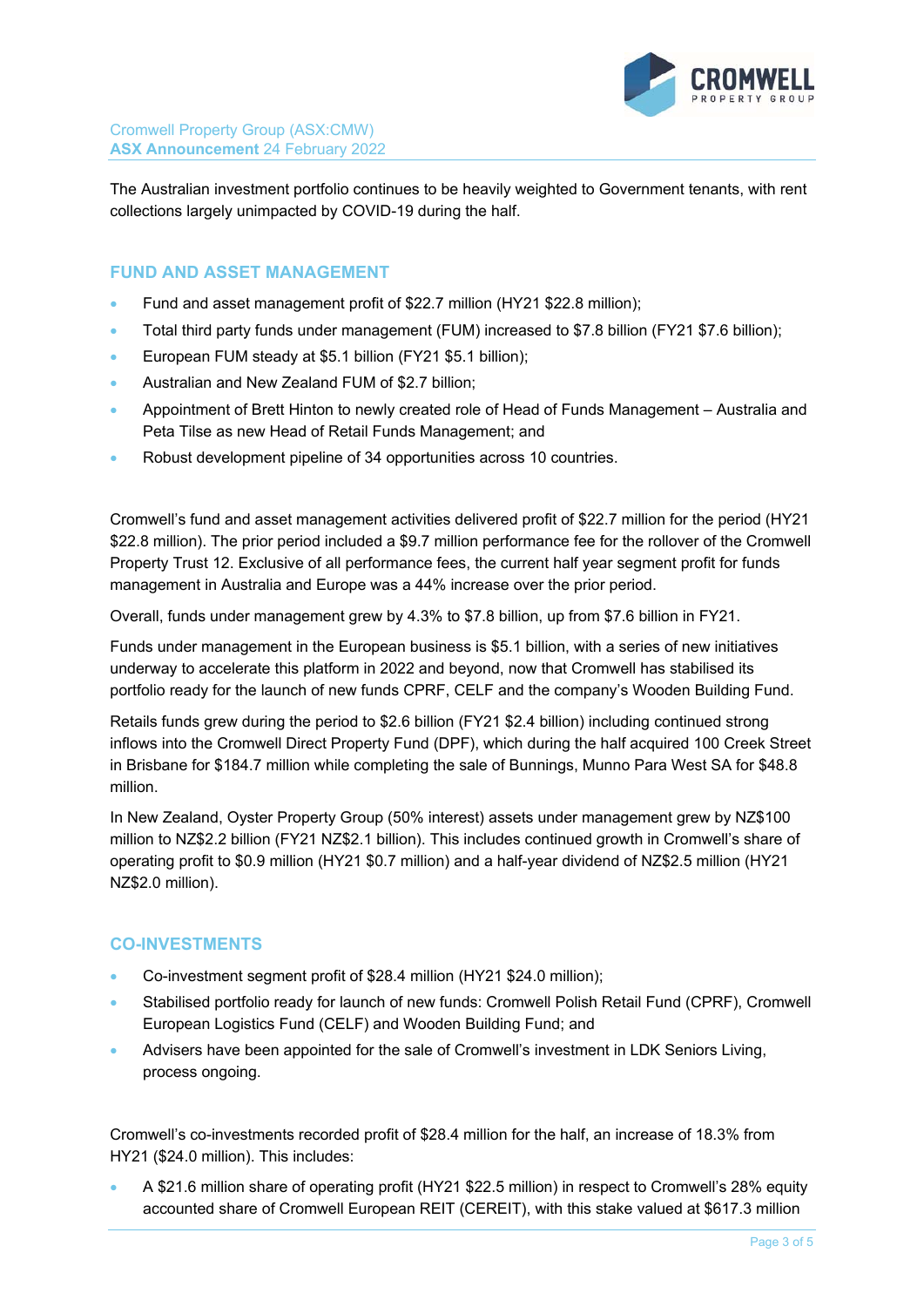The Australian investment portfolio continues to be heavily weighted to Government tenants, with rent collections largely unimpacted by COVID-19 during the half.

## FUND AND ASSET MANAGEMENT

- Fund and asset management profit of $22.7 million (HY21 $22.8 million);
- Total third party funds under management (FUM) increased to $7.8 billion (FY21 $7.6 billion);
- European FUM steady at $5.1 billion (FY21 $5.1 billion);
- Australian and New Zealand FUM of $2.7 billion;
- Appointment of Brett Hinton to newly created role of Head of Funds Management – Australia and Peta Tilse as new Head of Retail Funds Management; and
- Robust development pipeline of 34 opportunities across 10 countries.

Cromwell's fund and asset management activities delivered profit of $22.7 million for the period (HY21 $22.8 million). The prior period included a $9.7 million performance fee for the rollover of the Cromwell Property Trust 12. Exclusive of all performance fees, the current half year segment profit for funds management in Australia and Europe was a 44% increase over the prior period.

Overall, funds under management grew by 4.3% to $7.8 billion, up from $7.6 billion in FY21.

Funds under management in the European business is $5.1 billion, with a series of new initiatives underway to accelerate this platform in 2022 and beyond, now that Cromwell has stabilised its portfolio ready for the launch of new funds CPRF, CELF and the company's Wooden Building Fund.

Retails funds grew during the period to $2.6 billion (FY21 $2.4 billion) including continued strong inflows into the Cromwell Direct Property Fund (DPF), which during the half acquired 100 Creek Street in Brisbane for $184.7 million while completing the sale of Bunnings, Munno Para West SA for $48.8 million.

In New Zealand, Oyster Property Group (50% interest) assets under management grew by NZ$100 million to NZ$2.2 billion (FY21 NZ$2.1 billion). This includes continued growth in Cromwell's share of operating profit to $0.9 million (HY21 $0.7 million) and a half-year dividend of NZ$2.5 million (HY21 NZ$2.0 million).

## CO-INVESTMENTS

- Co-investment segment profit of $28.4 million (HY21 $24.0 million);
- Stabilised portfolio ready for launch of new funds: Cromwell Polish Retail Fund (CPRF), Cromwell European Logistics Fund (CELF) and Wooden Building Fund; and
- Advisers have been appointed for the sale of Cromwell's investment in LDK Seniors Living, process ongoing.

Cromwell's co-investments recorded profit of $28.4 million for the half, an increase of 18.3% from HY21 ($24.0 million). This includes:

- A $21.6 million share of operating profit (HY21 $22.5 million) in respect to Cromwell's 28% equity accounted share of Cromwell European REIT (CEREIT), with this stake valued at $617.3 million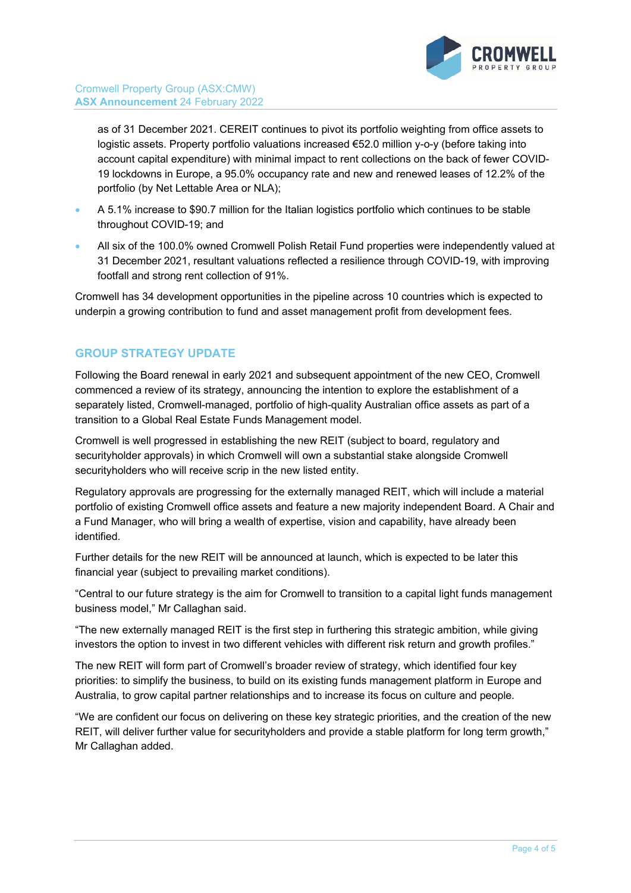as of 31 December 2021. CEREIT continues to pivot its portfolio weighting from office assets to logistic assets. Property portfolio valuations increased €52.0 million y-o-y (before taking into account capital expenditure) with minimal impact to rent collections on the back of fewer COVID-19 lockdowns in Europe, a 95.0% occupancy rate and new and renewed leases of 12.2% of the portfolio (by Net Lettable Area or NLA);

- A 5.1% increase to $90.7 million for the Italian logistics portfolio which continues to be stable throughout COVID-19; and
- All six of the 100.0% owned Cromwell Polish Retail Fund properties were independently valued at 31 December 2021, resultant valuations reflected a resilience through COVID-19, with improving footfall and strong rent collection of 91%.

Cromwell has 34 development opportunities in the pipeline across 10 countries which is expected to underpin a growing contribution to fund and asset management profit from development fees.

## GROUP STRATEGY UPDATE

Following the Board renewal in early 2021 and subsequent appointment of the new CEO, Cromwell commenced a review of its strategy, announcing the intention to explore the establishment of a separately listed, Cromwell-managed, portfolio of high-quality Australian office assets as part of a transition to a Global Real Estate Funds Management model.

Cromwell is well progressed in establishing the new REIT (subject to board, regulatory and securityholder approvals) in which Cromwell will own a substantial stake alongside Cromwell securityholders who will receive scrip in the new listed entity.

Regulatory approvals are progressing for the externally managed REIT, which will include a material portfolio of existing Cromwell office assets and feature a new majority independent Board. A Chair and a Fund Manager, who will bring a wealth of expertise, vision and capability, have already been identified.

Further details for the new REIT will be announced at launch, which is expected to be later this financial year (subject to prevailing market conditions).

"Central to our future strategy is the aim for Cromwell to transition to a capital light funds management business model," Mr Callaghan said.

"The new externally managed REIT is the first step in furthering this strategic ambition, while giving investors the option to invest in two different vehicles with different risk return and growth profiles."

The new REIT will form part of Cromwell's broader review of strategy, which identified four key priorities: to simplify the business, to build on its existing funds management platform in Europe and Australia, to grow capital partner relationships and to increase its focus on culture and people.

"We are confident our focus on delivering on these key strategic priorities, and the creation of the new REIT, will deliver further value for securityholders and provide a stable platform for long term growth," Mr Callaghan added.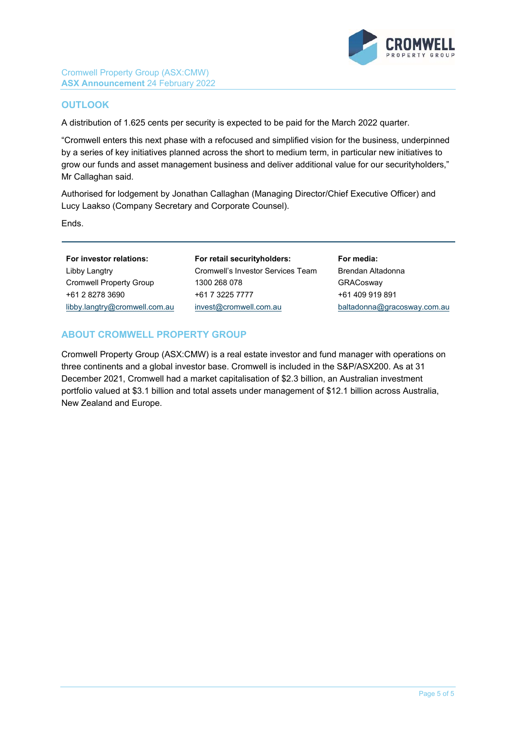## OUTLOOK

A distribution of 1.625 cents per security is expected to be paid for the March 2022 quarter.

"Cromwell enters this next phase with a refocused and simplified vision for the business, underpinned by a series of key initiatives planned across the short to medium term, in particular new initiatives to grow our funds and asset management business and deliver additional value for our securityholders," Mr Callaghan said.

Authorised for lodgement by Jonathan Callaghan (Managing Director/Chief Executive Officer) and Lucy Laakso (Company Secretary and Corporate Counsel).

Ends.

| For investor relations: | For retail securityholders: | For media: |
|---|---|---|
| Libby Langtry | Cromwell's Investor Services Team | Brendan Altadonna |
| Cromwell Property Group | 1300 268 078 | GRACosway |
| +61 2 8278 3690 | +61 7 3225 7777 | +61 409 919 891 |
| libby.langtry@cromwell.com.au | invest@cromwell.com.au | baltadonna@gracosway.com.au |

## ABOUT CROMWELL PROPERTY GROUP

Cromwell Property Group (ASX:CMW) is a real estate investor and fund manager with operations on three continents and a global investor base. Cromwell is included in the S&P/ASX200. As at 31 December 2021, Cromwell had a market capitalisation of $2.3 billion, an Australian investment portfolio valued at $3.1 billion and total assets under management of $12.1 billion across Australia, New Zealand and Europe.